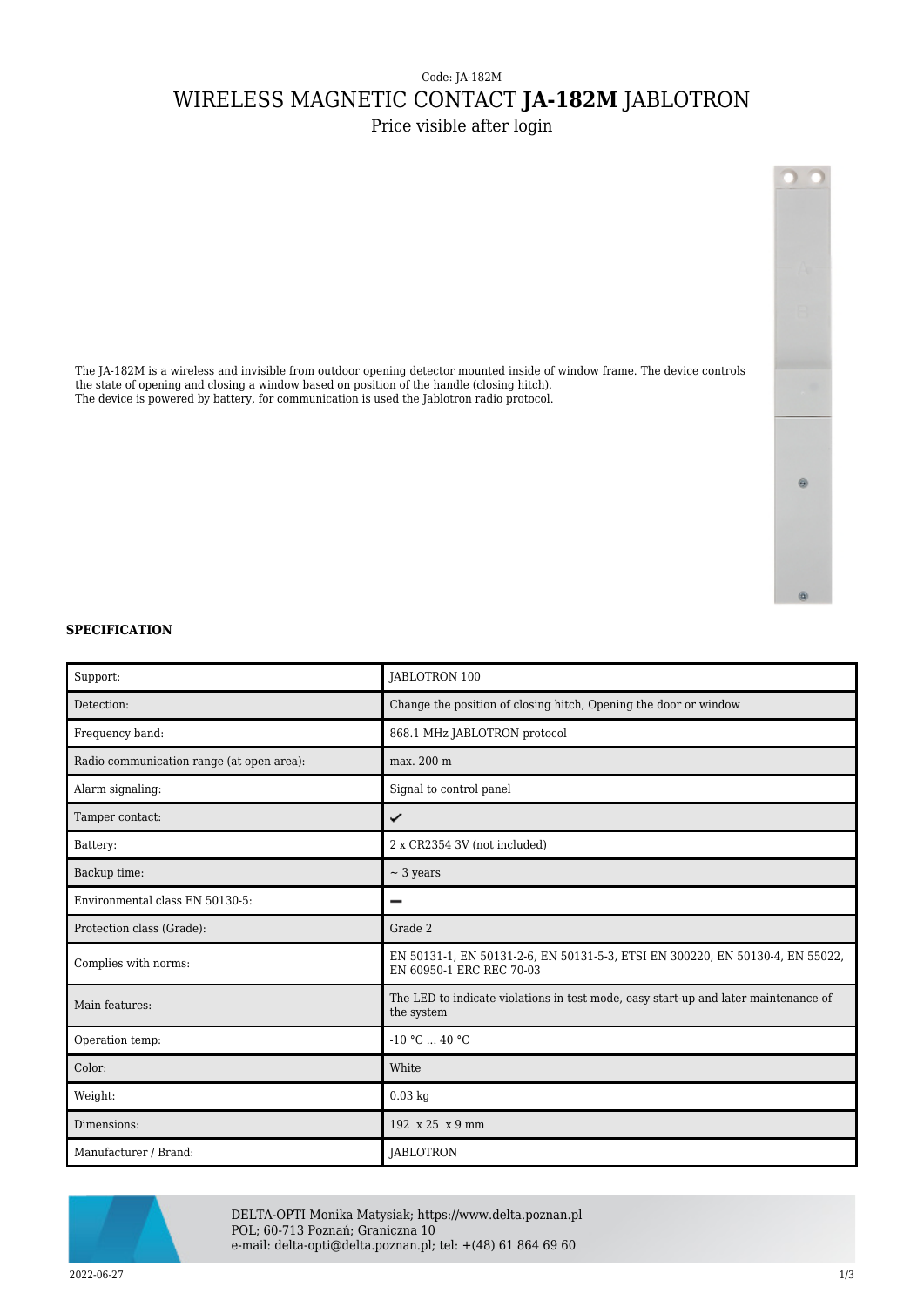Code: JA-182M

# WIRELESS MAGNETIC CONTACT **JA-182M** JABLOTRON

Price visible after login

The JA-182M is a wireless and invisible from outdoor opening detector mounted inside of window frame. The device controls the state of opening and closing a window based on position of the handle (closing hitch).
The device is powered by battery, for communication is used the Jablotron radio protocol.

**SPECIFICATION**

| | |
|---|---|
| Support: | JABLOTRON 100 |
| Detection: | Change the position of closing hitch, Opening the door or window |
| Frequency band: | 868.1 MHz JABLOTRON protocol |
| Radio communication range (at open area): | max. 200 m |
| Alarm signaling: | Signal to control panel |
| Tamper contact: | ✔ |
| Battery: | 2 x CR2354 3V (not included) |
| Backup time: | ~ 3 years |
| Environmental class EN 50130-5: | − |
| Protection class (Grade): | Grade 2 |
| Complies with norms: | EN 50131-1, EN 50131-2-6, EN 50131-5-3, ETSI EN 300220, EN 50130-4, EN 55022, EN 60950-1 ERC REC 70-03 |
| Main features: | The LED to indicate violations in test mode, easy start-up and later maintenance of the system |
| Operation temp: | -10 °C ... 40 °C |
| Color: | White |
| Weight: | 0.03 kg |
| Dimensions: | 192 x 25 x 9 mm |
| Manufacturer / Brand: | JABLOTRON |

DELTA-OPTI Monika Matysiak; https://www.delta.poznan.pl
POL; 60-713 Poznań; Graniczna 10
e-mail: delta-opti@delta.poznan.pl; tel: +(48) 61 864 69 60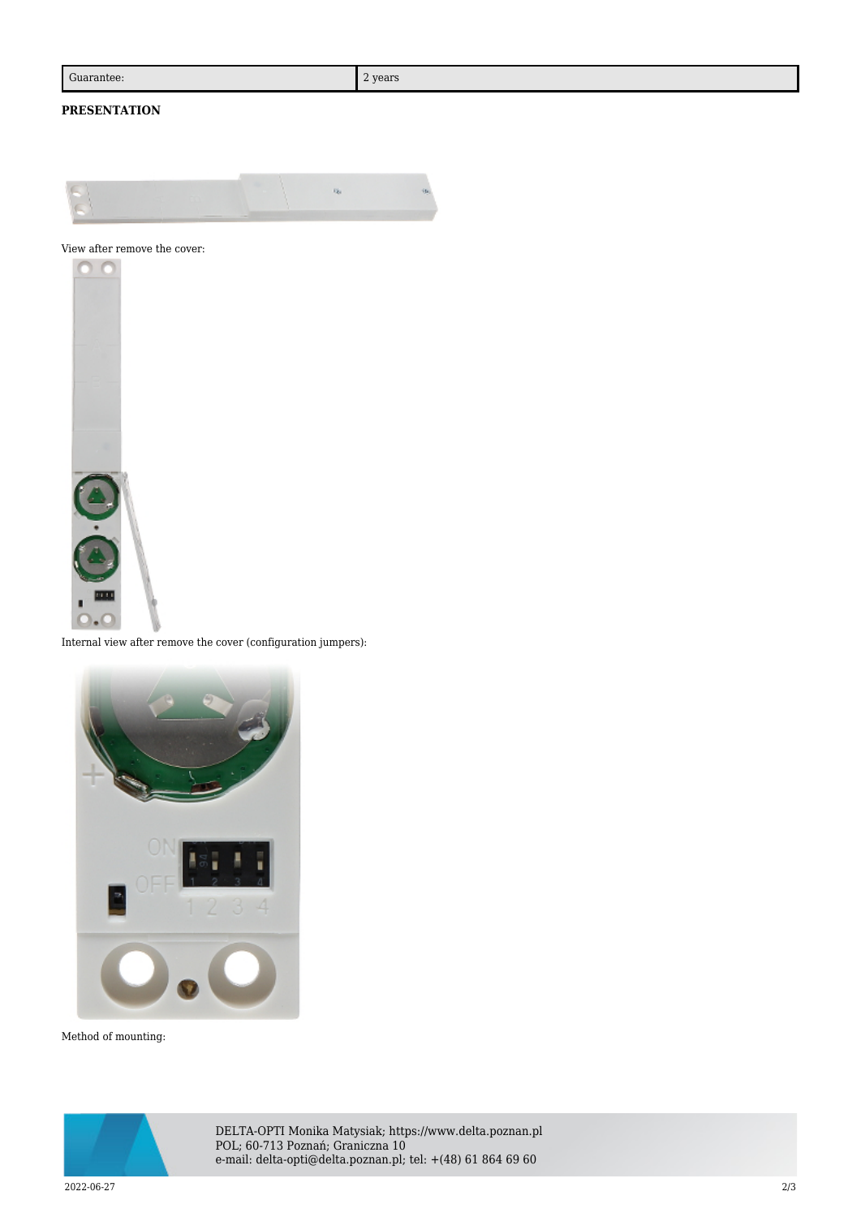| Guarantee: | 2 years |
| --- | --- |

**PRESENTATION**

View after remove the cover:

Internal view after remove the cover (configuration jumpers):

Method of mounting: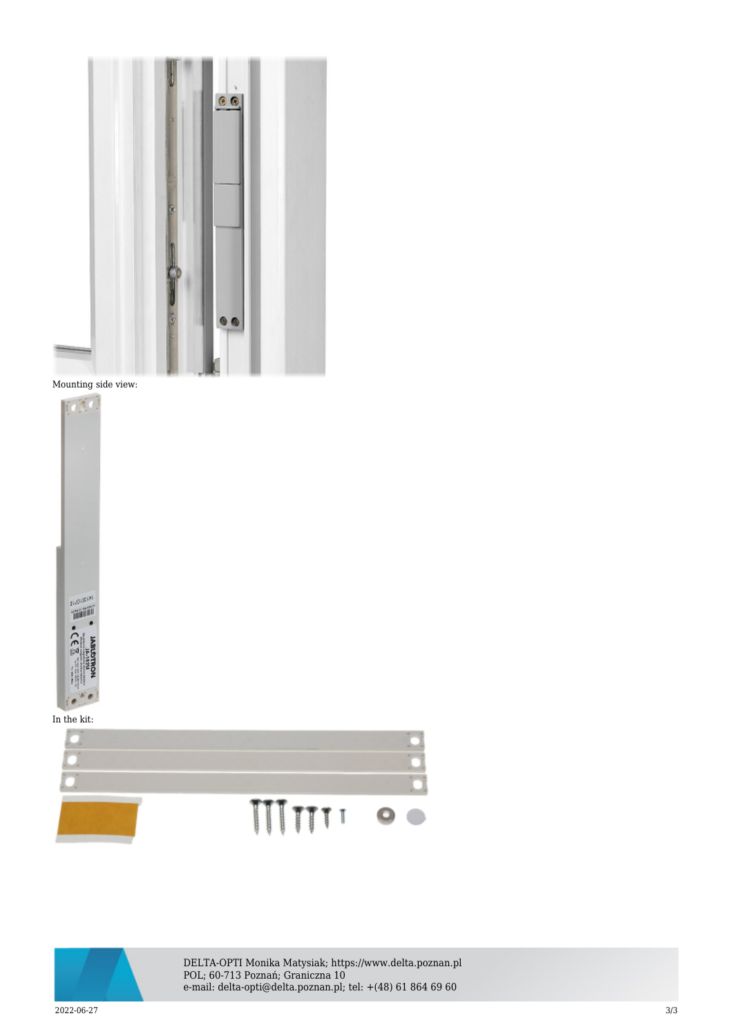Mounting side view:

In the kit: